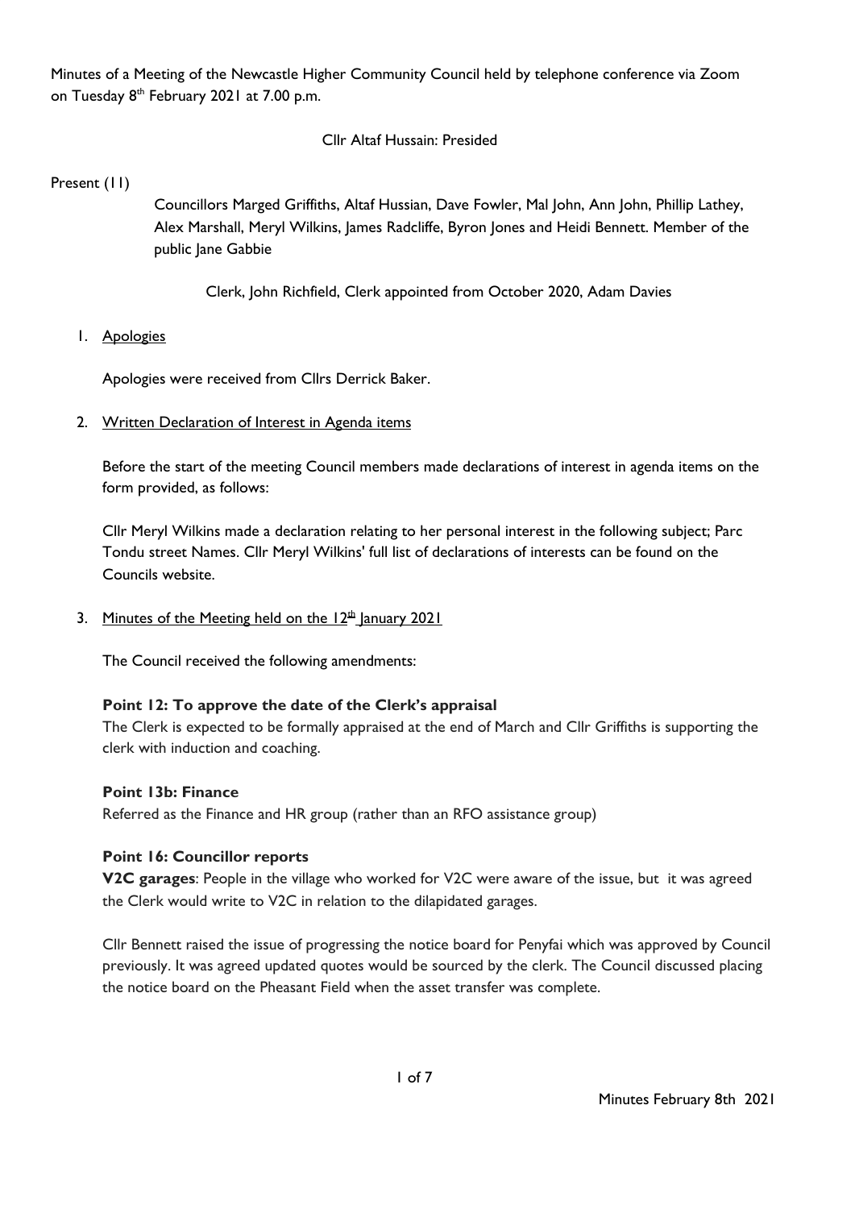Minutes of a Meeting of the Newcastle Higher Community Council held by telephone conference via Zoom on Tuesday 8th February 2021 at 7.00 p.m.

Cllr Altaf Hussain: Presided

Present (11)

Councillors Marged Griffiths, Altaf Hussian, Dave Fowler, Mal John, Ann John, Phillip Lathey, Alex Marshall, Meryl Wilkins, James Radcliffe, Byron Jones and Heidi Bennett. Member of the public Jane Gabbie

Clerk, John Richfield, Clerk appointed from October 2020, Adam Davies

1. Apologies

   Apologies were received from Cllrs Derrick Baker.

2. Written Declaration of Interest in Agenda items

   Before the start of the meeting Council members made declarations of interest in agenda items on the form provided, as follows:

   Cllr Meryl Wilkins made a declaration relating to her personal interest in the following subject; Parc Tondu street Names. Cllr Meryl Wilkins' full list of declarations of interests can be found on the Councils website.

3. Minutes of the Meeting held on the 12th January 2021

   The Council received the following amendments:

   **Point 12: To approve the date of the Clerk's appraisal**
   The Clerk is expected to be formally appraised at the end of March and Cllr Griffiths is supporting the clerk with induction and coaching.

   **Point 13b: Finance**
   Referred as the Finance and HR group (rather than an RFO assistance group)

   **Point 16: Councillor reports**
   **V2C garages**: People in the village who worked for V2C were aware of the issue, but it was agreed the Clerk would write to V2C in relation to the dilapidated garages.

   Cllr Bennett raised the issue of progressing the notice board for Penyfai which was approved by Council previously. It was agreed updated quotes would be sourced by the clerk. The Council discussed placing the notice board on the Pheasant Field when the asset transfer was complete.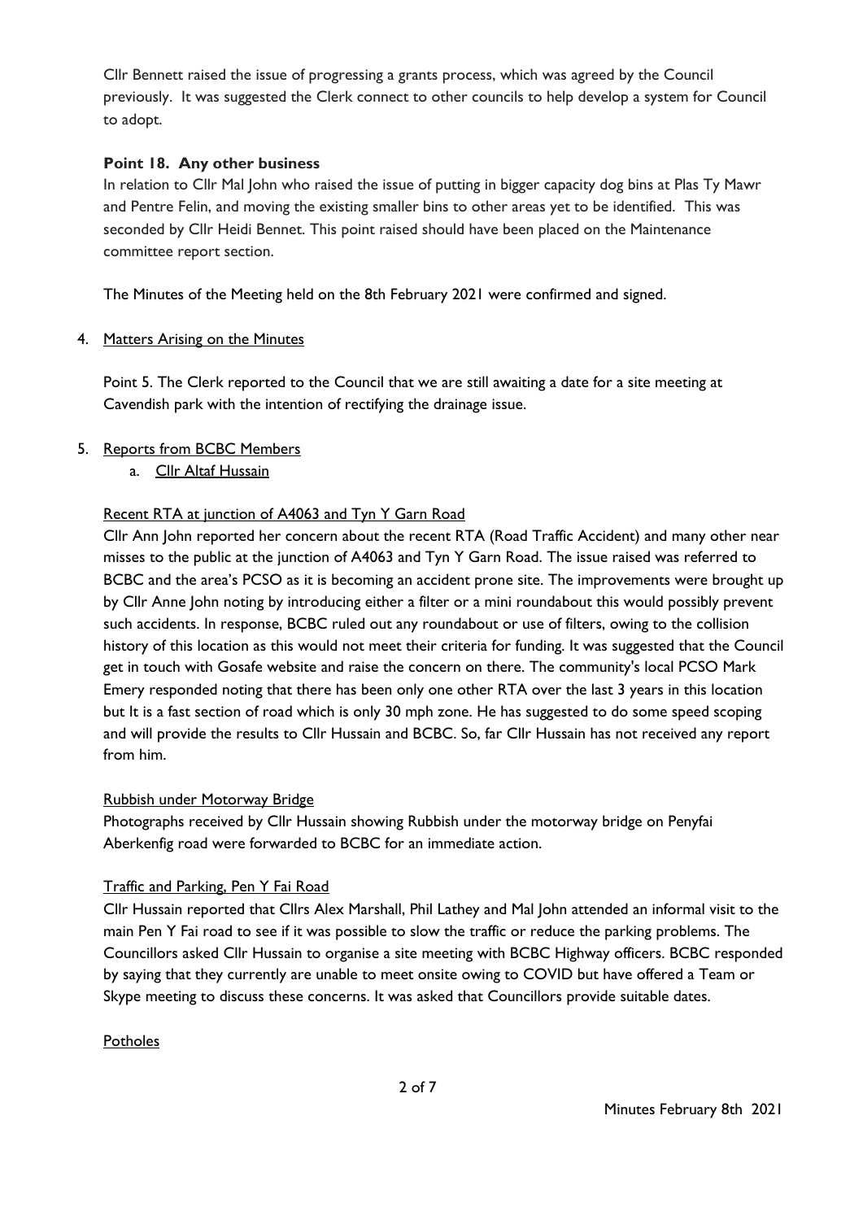Cllr Bennett raised the issue of progressing a grants process, which was agreed by the Council previously. It was suggested the Clerk connect to other councils to help develop a system for Council to adopt.

**Point 18. Any other business**

In relation to Cllr Mal John who raised the issue of putting in bigger capacity dog bins at Plas Ty Mawr and Pentre Felin, and moving the existing smaller bins to other areas yet to be identified. This was seconded by Cllr Heidi Bennet. This point raised should have been placed on the Maintenance committee report section.

The Minutes of the Meeting held on the 8th February 2021 were confirmed and signed.

4. Matters Arising on the Minutes

   Point 5. The Clerk reported to the Council that we are still awaiting a date for a site meeting at Cavendish park with the intention of rectifying the drainage issue.

5. Reports from BCBC Members

   a. Cllr Altaf Hussain

Recent RTA at junction of A4063 and Tyn Y Garn Road

Cllr Ann John reported her concern about the recent RTA (Road Traffic Accident) and many other near misses to the public at the junction of A4063 and Tyn Y Garn Road. The issue raised was referred to BCBC and the area's PCSO as it is becoming an accident prone site. The improvements were brought up by Cllr Anne John noting by introducing either a filter or a mini roundabout this would possibly prevent such accidents. In response, BCBC ruled out any roundabout or use of filters, owing to the collision history of this location as this would not meet their criteria for funding. It was suggested that the Council get in touch with Gosafe website and raise the concern on there. The community's local PCSO Mark Emery responded noting that there has been only one other RTA over the last 3 years in this location but It is a fast section of road which is only 30 mph zone. He has suggested to do some speed scoping and will provide the results to Cllr Hussain and BCBC. So, far Cllr Hussain has not received any report from him.

Rubbish under Motorway Bridge

Photographs received by Cllr Hussain showing Rubbish under the motorway bridge on Penyfai Aberkenfig road were forwarded to BCBC for an immediate action.

Traffic and Parking, Pen Y Fai Road

Cllr Hussain reported that Cllrs Alex Marshall, Phil Lathey and Mal John attended an informal visit to the main Pen Y Fai road to see if it was possible to slow the traffic or reduce the parking problems. The Councillors asked Cllr Hussain to organise a site meeting with BCBC Highway officers. BCBC responded by saying that they currently are unable to meet onsite owing to COVID but have offered a Team or Skype meeting to discuss these concerns. It was asked that Councillors provide suitable dates.

Potholes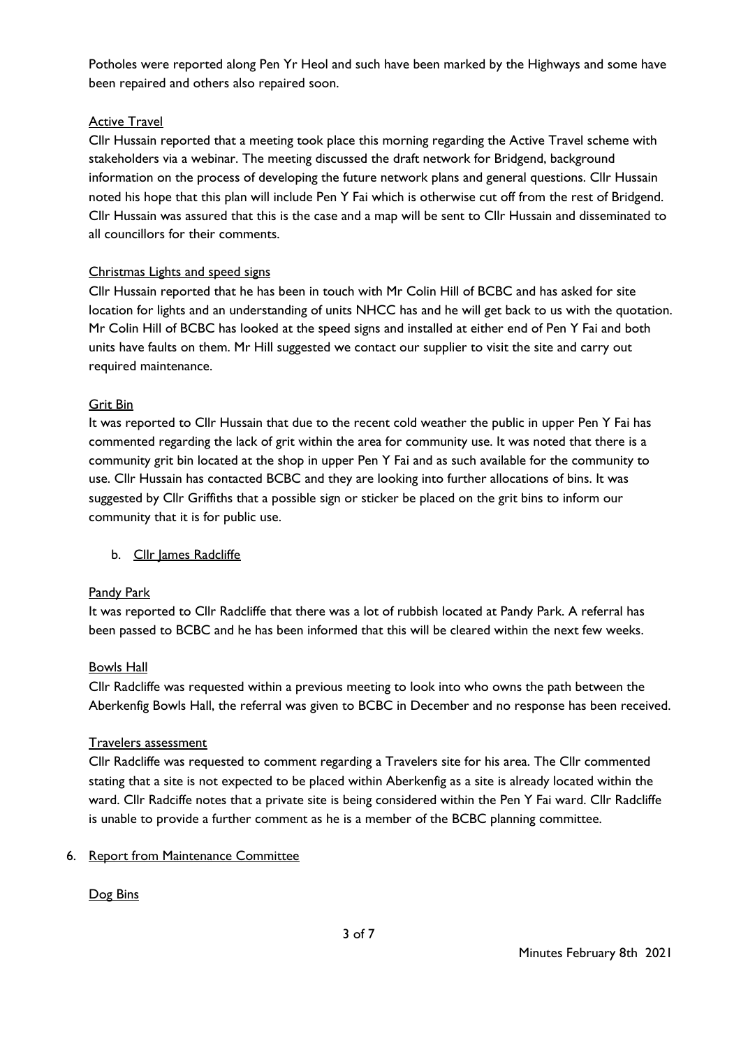Potholes were reported along Pen Yr Heol and such have been marked by the Highways and some have been repaired and others also repaired soon.

Active Travel

Cllr Hussain reported that a meeting took place this morning regarding the Active Travel scheme with stakeholders via a webinar. The meeting discussed the draft network for Bridgend, background information on the process of developing the future network plans and general questions. Cllr Hussain noted his hope that this plan will include Pen Y Fai which is otherwise cut off from the rest of Bridgend. Cllr Hussain was assured that this is the case and a map will be sent to Cllr Hussain and disseminated to all councillors for their comments.

Christmas Lights and speed signs

Cllr Hussain reported that he has been in touch with Mr Colin Hill of BCBC and has asked for site location for lights and an understanding of units NHCC has and he will get back to us with the quotation. Mr Colin Hill of BCBC has looked at the speed signs and installed at either end of Pen Y Fai and both units have faults on them. Mr Hill suggested we contact our supplier to visit the site and carry out required maintenance.

Grit Bin

It was reported to Cllr Hussain that due to the recent cold weather the public in upper Pen Y Fai has commented regarding the lack of grit within the area for community use. It was noted that there is a community grit bin located at the shop in upper Pen Y Fai and as such available for the community to use. Cllr Hussain has contacted BCBC and they are looking into further allocations of bins. It was suggested by Cllr Griffiths that a possible sign or sticker be placed on the grit bins to inform our community that it is for public use.

b. Cllr James Radcliffe

Pandy Park

It was reported to Cllr Radcliffe that there was a lot of rubbish located at Pandy Park. A referral has been passed to BCBC and he has been informed that this will be cleared within the next few weeks.

Bowls Hall

Cllr Radcliffe was requested within a previous meeting to look into who owns the path between the Aberkenfig Bowls Hall, the referral was given to BCBC in December and no response has been received.

Travelers assessment

Cllr Radcliffe was requested to comment regarding a Travelers site for his area. The Cllr commented stating that a site is not expected to be placed within Aberkenfig as a site is already located within the ward. Cllr Radciffe notes that a private site is being considered within the Pen Y Fai ward. Cllr Radcliffe is unable to provide a further comment as he is a member of the BCBC planning committee.

6. Report from Maintenance Committee

Dog Bins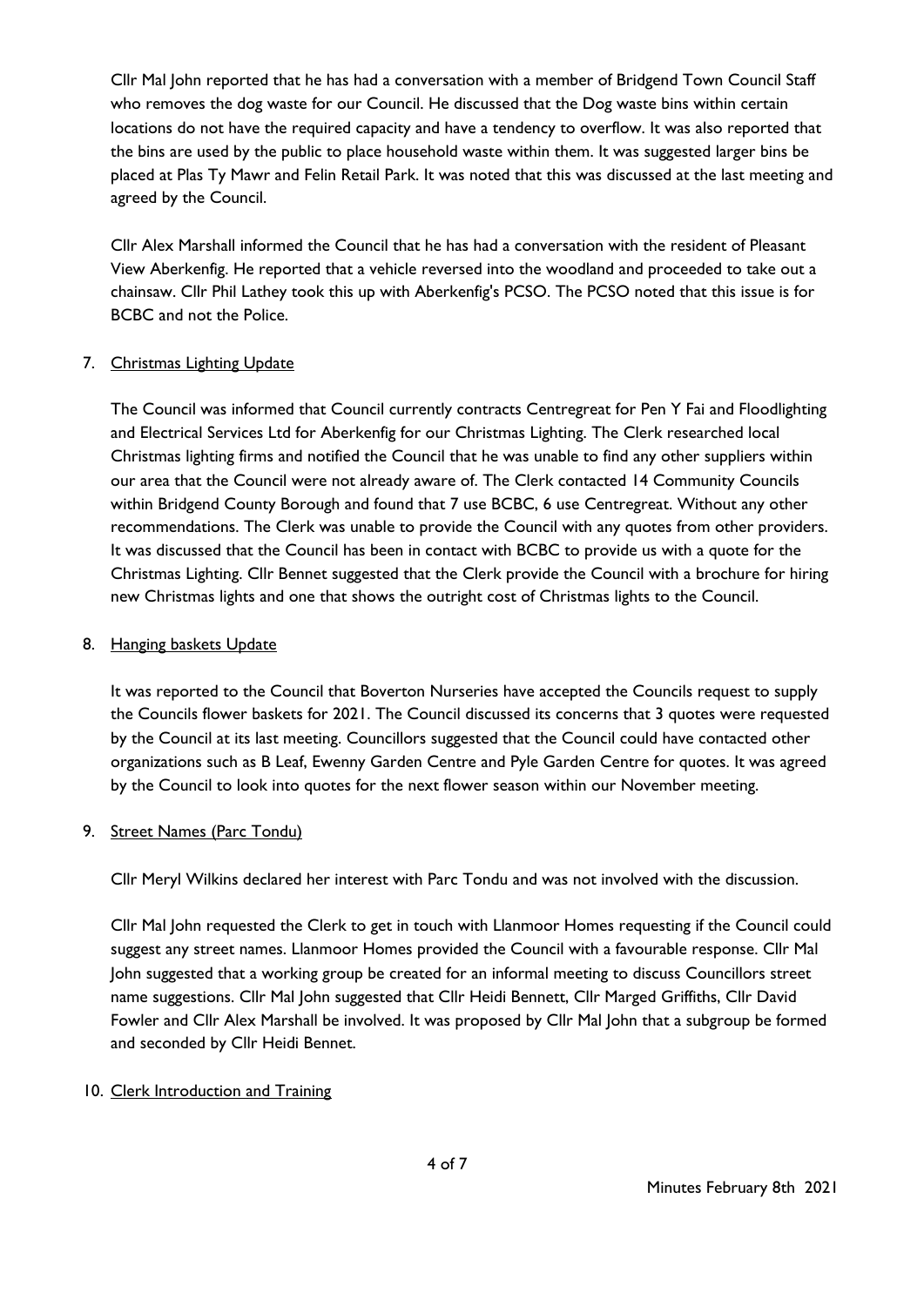Cllr Mal John reported that he has had a conversation with a member of Bridgend Town Council Staff who removes the dog waste for our Council. He discussed that the Dog waste bins within certain locations do not have the required capacity and have a tendency to overflow. It was also reported that the bins are used by the public to place household waste within them. It was suggested larger bins be placed at Plas Ty Mawr and Felin Retail Park. It was noted that this was discussed at the last meeting and agreed by the Council.

Cllr Alex Marshall informed the Council that he has had a conversation with the resident of Pleasant View Aberkenfig. He reported that a vehicle reversed into the woodland and proceeded to take out a chainsaw. Cllr Phil Lathey took this up with Aberkenfig's PCSO. The PCSO noted that this issue is for BCBC and not the Police.

7. Christmas Lighting Update

   The Council was informed that Council currently contracts Centregreat for Pen Y Fai and Floodlighting and Electrical Services Ltd for Aberkenfig for our Christmas Lighting. The Clerk researched local Christmas lighting firms and notified the Council that he was unable to find any other suppliers within our area that the Council were not already aware of. The Clerk contacted 14 Community Councils within Bridgend County Borough and found that 7 use BCBC, 6 use Centregreat. Without any other recommendations. The Clerk was unable to provide the Council with any quotes from other providers. It was discussed that the Council has been in contact with BCBC to provide us with a quote for the Christmas Lighting. Cllr Bennet suggested that the Clerk provide the Council with a brochure for hiring new Christmas lights and one that shows the outright cost of Christmas lights to the Council.

8. Hanging baskets Update

   It was reported to the Council that Boverton Nurseries have accepted the Councils request to supply the Councils flower baskets for 2021. The Council discussed its concerns that 3 quotes were requested by the Council at its last meeting. Councillors suggested that the Council could have contacted other organizations such as B Leaf, Ewenny Garden Centre and Pyle Garden Centre for quotes. It was agreed by the Council to look into quotes for the next flower season within our November meeting.

9. Street Names (Parc Tondu)

   Cllr Meryl Wilkins declared her interest with Parc Tondu and was not involved with the discussion.

   Cllr Mal John requested the Clerk to get in touch with Llanmoor Homes requesting if the Council could suggest any street names. Llanmoor Homes provided the Council with a favourable response. Cllr Mal John suggested that a working group be created for an informal meeting to discuss Councillors street name suggestions. Cllr Mal John suggested that Cllr Heidi Bennett, Cllr Marged Griffiths, Cllr David Fowler and Cllr Alex Marshall be involved. It was proposed by Cllr Mal John that a subgroup be formed and seconded by Cllr Heidi Bennet.

10. Clerk Introduction and Training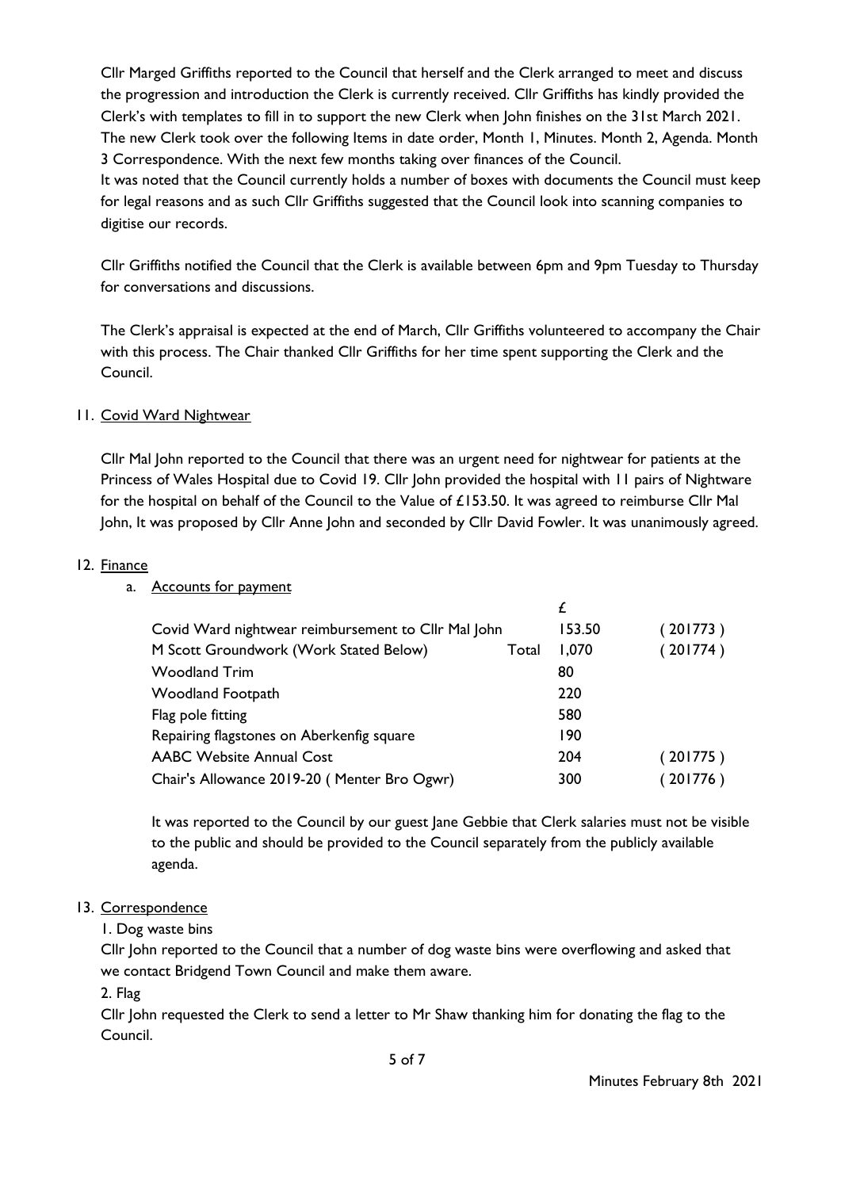Cllr Marged Griffiths reported to the Council that herself and the Clerk arranged to meet and discuss the progression and introduction the Clerk is currently received. Cllr Griffiths has kindly provided the Clerk's with templates to fill in to support the new Clerk when John finishes on the 31st March 2021. The new Clerk took over the following Items in date order, Month 1, Minutes. Month 2, Agenda. Month 3 Correspondence. With the next few months taking over finances of the Council.
It was noted that the Council currently holds a number of boxes with documents the Council must keep for legal reasons and as such Cllr Griffiths suggested that the Council look into scanning companies to digitise our records.

Cllr Griffiths notified the Council that the Clerk is available between 6pm and 9pm Tuesday to Thursday for conversations and discussions.

The Clerk's appraisal is expected at the end of March, Cllr Griffiths volunteered to accompany the Chair with this process. The Chair thanked Cllr Griffiths for her time spent supporting the Clerk and the Council.

11. <u>Covid Ward Nightwear</u>

Cllr Mal John reported to the Council that there was an urgent need for nightwear for patients at the Princess of Wales Hospital due to Covid 19. Cllr John provided the hospital with 11 pairs of Nightware for the hospital on behalf of the Council to the Value of £153.50. It was agreed to reimburse Cllr Mal John, It was proposed by Cllr Anne John and seconded by Cllr David Fowler. It was unanimously agreed.

12. <u>Finance</u>

a. <u>Accounts for payment</u>

| | | £ | |
|---|---|---|---|
| Covid Ward nightwear reimbursement to Cllr Mal John | | 153.50 | ( 201773 ) |
| M Scott Groundwork (Work Stated Below) | Total | 1,070 | ( 201774 ) |
| Woodland Trim | | 80 | |
| Woodland Footpath | | 220 | |
| Flag pole fitting | | 580 | |
| Repairing flagstones on Aberkenfig square | | 190 | |
| AABC Website Annual Cost | | 204 | ( 201775 ) |
| Chair's Allowance 2019-20 ( Menter Bro Ogwr) | | 300 | ( 201776 ) |

It was reported to the Council by our guest Jane Gebbie that Clerk salaries must not be visible to the public and should be provided to the Council separately from the publicly available agenda.

13. <u>Correspondence</u>

1. Dog waste bins

Cllr John reported to the Council that a number of dog waste bins were overflowing and asked that we contact Bridgend Town Council and make them aware.

2. Flag

Cllr John requested the Clerk to send a letter to Mr Shaw thanking him for donating the flag to the Council.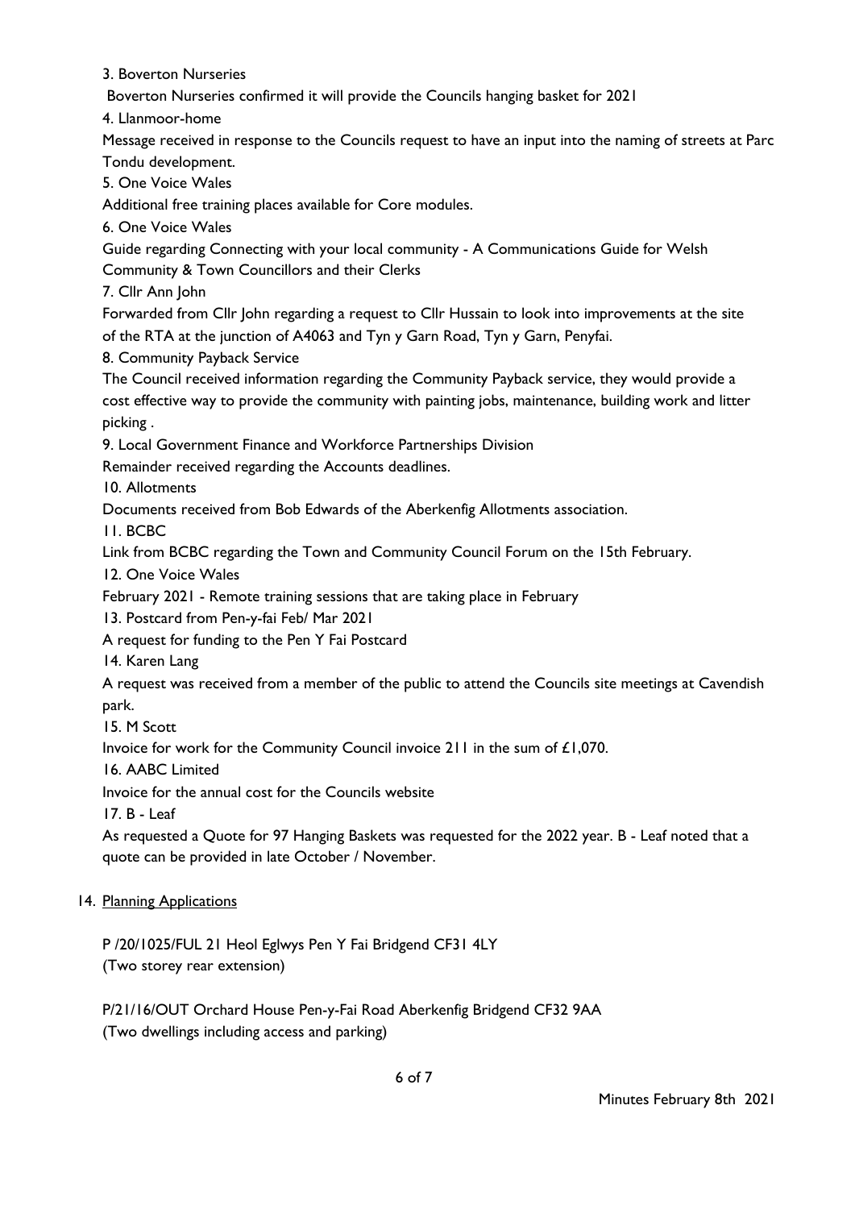3. Boverton Nurseries

Boverton Nurseries confirmed it will provide the Councils hanging basket for 2021

4. Llanmoor-home

Message received in response to the Councils request to have an input into the naming of streets at Parc Tondu development.

5. One Voice Wales

Additional free training places available for Core modules.

6. One Voice Wales

Guide regarding Connecting with your local community - A Communications Guide for Welsh Community & Town Councillors and their Clerks

7. Cllr Ann John

Forwarded from Cllr John regarding a request to Cllr Hussain to look into improvements at the site of the RTA at the junction of A4063 and Tyn y Garn Road, Tyn y Garn, Penyfai.

8. Community Payback Service

The Council received information regarding the Community Payback service, they would provide a cost effective way to provide the community with painting jobs, maintenance, building work and litter picking .

9. Local Government Finance and Workforce Partnerships Division

Remainder received regarding the Accounts deadlines.

10. Allotments

Documents received from Bob Edwards of the Aberkenfig Allotments association.

11. BCBC

Link from BCBC regarding the Town and Community Council Forum on the 15th February.

12. One Voice Wales

February 2021 - Remote training sessions that are taking place in February

13. Postcard from Pen-y-fai Feb/ Mar 2021

A request for funding to the Pen Y Fai Postcard

14. Karen Lang

A request was received from a member of the public to attend the Councils site meetings at Cavendish park.

15. M Scott

Invoice for work for the Community Council invoice 211 in the sum of £1,070.

16. AABC Limited

Invoice for the annual cost for the Councils website

17. B - Leaf

As requested a Quote for 97 Hanging Baskets was requested for the 2022 year. B - Leaf noted that a quote can be provided in late October / November.

14. Planning Applications

P /20/1025/FUL 21 Heol Eglwys Pen Y Fai Bridgend CF31 4LY
(Two storey rear extension)

P/21/16/OUT Orchard House Pen-y-Fai Road Aberkenfig Bridgend CF32 9AA
(Two dwellings including access and parking)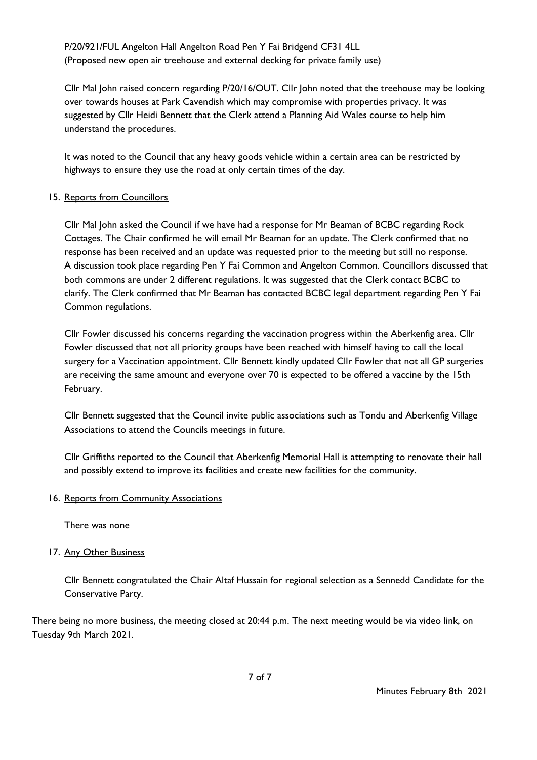P/20/921/FUL Angelton Hall Angelton Road Pen Y Fai Bridgend CF31 4LL
(Proposed new open air treehouse and external decking for private family use)

Cllr Mal John raised concern regarding P/20/16/OUT. Cllr John noted that the treehouse may be looking over towards houses at Park Cavendish which may compromise with properties privacy. It was suggested by Cllr Heidi Bennett that the Clerk attend a Planning Aid Wales course to help him understand the procedures.

It was noted to the Council that any heavy goods vehicle within a certain area can be restricted by highways to ensure they use the road at only certain times of the day.

15. Reports from Councillors

Cllr Mal John asked the Council if we have had a response for Mr Beaman of BCBC regarding Rock Cottages. The Chair confirmed he will email Mr Beaman for an update. The Clerk confirmed that no response has been received and an update was requested prior to the meeting but still no response. A discussion took place regarding Pen Y Fai Common and Angelton Common. Councillors discussed that both commons are under 2 different regulations. It was suggested that the Clerk contact BCBC to clarify. The Clerk confirmed that Mr Beaman has contacted BCBC legal department regarding Pen Y Fai Common regulations.

Cllr Fowler discussed his concerns regarding the vaccination progress within the Aberkenfig area. Cllr Fowler discussed that not all priority groups have been reached with himself having to call the local surgery for a Vaccination appointment. Cllr Bennett kindly updated Cllr Fowler that not all GP surgeries are receiving the same amount and everyone over 70 is expected to be offered a vaccine by the 15th February.

Cllr Bennett suggested that the Council invite public associations such as Tondu and Aberkenfig Village Associations to attend the Councils meetings in future.

Cllr Griffiths reported to the Council that Aberkenfig Memorial Hall is attempting to renovate their hall and possibly extend to improve its facilities and create new facilities for the community.

16. Reports from Community Associations

There was none

17. Any Other Business

Cllr Bennett congratulated the Chair Altaf Hussain for regional selection as a Sennedd Candidate for the Conservative Party.

There being no more business, the meeting closed at 20:44 p.m. The next meeting would be via video link, on Tuesday 9th March 2021.